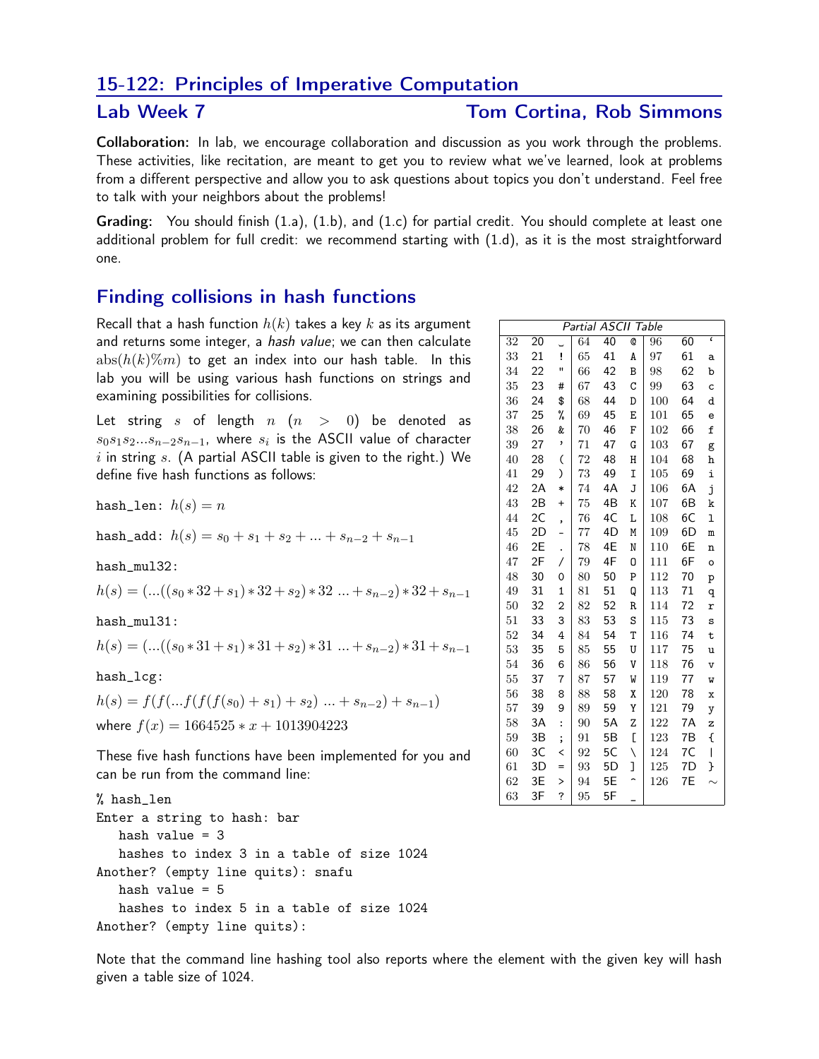# 15-122: Principles of Imperative Computation

## Lab Week 7 — Tom Cortina, Rob Simmons

**Collaboration:** In lab, we encourage collaboration and discussion as you work through the problems. These activities, like recitation, are meant to get you to review what we've learned, look at problems from a different perspective and allow you to ask questions about topics you don't understand. Feel free to talk with your neighbors about the problems!

**Grading:** You should finish (1.a), (1.b), and (1.c) for partial credit. You should complete at least one additional problem for full credit: we recommend starting with (1.d), as it is the most straightforward one.

## Finding collisions in hash functions

Recall that a hash function $h(k)$ takes a key $k$ as its argument and returns some integer, a *hash value*; we can then calculate $\text{abs}(h(k)\%m)$ to get an index into our hash table. In this lab you will be using various hash functions on strings and examining possibilities for collisions.

Let string $s$ of length $n$ $(n > 0)$ be denoted as $s_0 s_1 s_2 ... s_{n-2} s_{n-1}$, where $s_i$ is the ASCII value of character $i$ in string $s$. (A partial ASCII table is given to the right.) We define five hash functions as follows:

hash_len: $h(s) = n$

hash_add: $h(s) = s_0 + s_1 + s_2 + ... + s_{n-2} + s_{n-1}$

hash_mul32:

$h(s) = (...((s_0 * 32 + s_1) * 32 + s_2) * 32 \; ... + s_{n-2}) * 32 + s_{n-1}$

hash_mul31:

$h(s) = (...((s_0 * 31 + s_1) * 31 + s_2) * 31 \; ... + s_{n-2}) * 31 + s_{n-1}$

hash_lcg:

$h(s) = f(f(...f(f(f(s_0) + s_1) + s_2) \; ... + s_{n-2}) + s_{n-1})$

where $f(x) = 1664525 * x + 1013904223$

*Partial ASCII Table*

| Dec | Hex | Char | Dec | Hex | Char | Dec | Hex | Char |
|---|---|---|---|---|---|---|---|---|
| 32 | 20 | ␣ | 64 | 40 | @ | 96 | 60 | ` |
| 33 | 21 | ! | 65 | 41 | A | 97 | 61 | a |
| 34 | 22 | " | 66 | 42 | B | 98 | 62 | b |
| 35 | 23 | # | 67 | 43 | C | 99 | 63 | c |
| 36 | 24 | $ | 68 | 44 | D | 100 | 64 | d |
| 37 | 25 | % | 69 | 45 | E | 101 | 65 | e |
| 38 | 26 | & | 70 | 46 | F | 102 | 66 | f |
| 39 | 27 | ' | 71 | 47 | G | 103 | 67 | g |
| 40 | 28 | ( | 72 | 48 | H | 104 | 68 | h |
| 41 | 29 | ) | 73 | 49 | I | 105 | 69 | i |
| 42 | 2A | * | 74 | 4A | J | 106 | 6A | j |
| 43 | 2B | + | 75 | 4B | K | 107 | 6B | k |
| 44 | 2C | , | 76 | 4C | L | 108 | 6C | l |
| 45 | 2D | - | 77 | 4D | M | 109 | 6D | m |
| 46 | 2E | . | 78 | 4E | N | 110 | 6E | n |
| 47 | 2F | / | 79 | 4F | O | 111 | 6F | o |
| 48 | 30 | 0 | 80 | 50 | P | 112 | 70 | p |
| 49 | 31 | 1 | 81 | 51 | Q | 113 | 71 | q |
| 50 | 32 | 2 | 82 | 52 | R | 114 | 72 | r |
| 51 | 33 | 3 | 83 | 53 | S | 115 | 73 | s |
| 52 | 34 | 4 | 84 | 54 | T | 116 | 74 | t |
| 53 | 35 | 5 | 85 | 55 | U | 117 | 75 | u |
| 54 | 36 | 6 | 86 | 56 | V | 118 | 76 | v |
| 55 | 37 | 7 | 87 | 57 | W | 119 | 77 | w |
| 56 | 38 | 8 | 88 | 58 | X | 120 | 78 | x |
| 57 | 39 | 9 | 89 | 59 | Y | 121 | 79 | y |
| 58 | 3A | : | 90 | 5A | Z | 122 | 7A | z |
| 59 | 3B | ; | 91 | 5B | [ | 123 | 7B | { |
| 60 | 3C | < | 92 | 5C | \ | 124 | 7C | \| |
| 61 | 3D | = | 93 | 5D | ] | 125 | 7D | } |
| 62 | 3E | > | 94 | 5E | ^ | 126 | 7E | ~ |
| 63 | 3F | ? | 95 | 5F | _ | | | |

These five hash functions have been implemented for you and can be run from the command line:

```
% hash_len
Enter a string to hash: bar
   hash value = 3
   hashes to index 3 in a table of size 1024
Another? (empty line quits): snafu
   hash value = 5
   hashes to index 5 in a table of size 1024
Another? (empty line quits):
```

Note that the command line hashing tool also reports where the element with the given key will hash given a table size of 1024.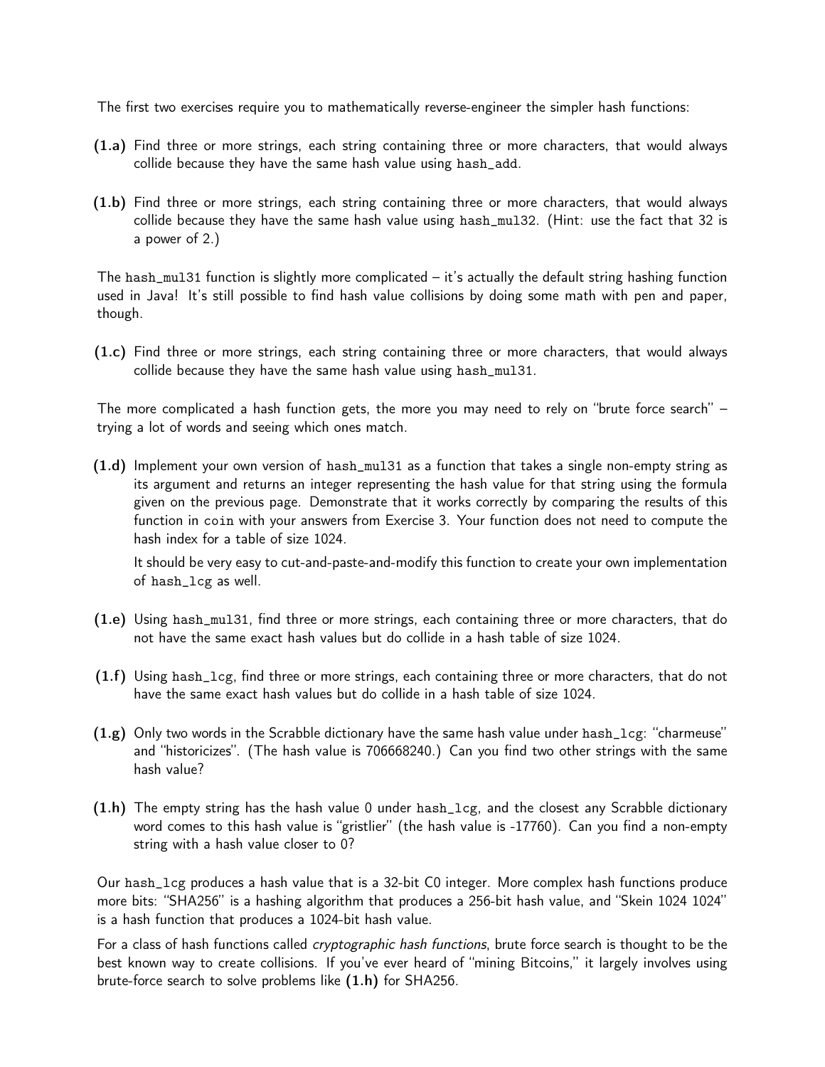The first two exercises require you to mathematically reverse-engineer the simpler hash functions:

**(1.a)** Find three or more strings, each string containing three or more characters, that would always collide because they have the same hash value using `hash_add`.

**(1.b)** Find three or more strings, each string containing three or more characters, that would always collide because they have the same hash value using `hash_mul32`. (Hint: use the fact that 32 is a power of 2.)

The `hash_mul31` function is slightly more complicated – it's actually the default string hashing function used in Java! It's still possible to find hash value collisions by doing some math with pen and paper, though.

**(1.c)** Find three or more strings, each string containing three or more characters, that would always collide because they have the same hash value using `hash_mul31`.

The more complicated a hash function gets, the more you may need to rely on "brute force search" – trying a lot of words and seeing which ones match.

**(1.d)** Implement your own version of `hash_mul31` as a function that takes a single non-empty string as its argument and returns an integer representing the hash value for that string using the formula given on the previous page. Demonstrate that it works correctly by comparing the results of this function in `coin` with your answers from Exercise 3. Your function does not need to compute the hash index for a table of size 1024.

It should be very easy to cut-and-paste-and-modify this function to create your own implementation of `hash_lcg` as well.

**(1.e)** Using `hash_mul31`, find three or more strings, each containing three or more characters, that do not have the same exact hash values but do collide in a hash table of size 1024.

**(1.f)** Using `hash_lcg`, find three or more strings, each containing three or more characters, that do not have the same exact hash values but do collide in a hash table of size 1024.

**(1.g)** Only two words in the Scrabble dictionary have the same hash value under `hash_lcg`: "charmeuse" and "historicizes". (The hash value is 706668240.) Can you find two other strings with the same hash value?

**(1.h)** The empty string has the hash value 0 under `hash_lcg`, and the closest any Scrabble dictionary word comes to this hash value is "gristlier" (the hash value is -17760). Can you find a non-empty string with a hash value closer to 0?

Our `hash_lcg` produces a hash value that is a 32-bit C0 integer. More complex hash functions produce more bits: "SHA256" is a hashing algorithm that produces a 256-bit hash value, and "Skein 1024 1024" is a hash function that produces a 1024-bit hash value.

For a class of hash functions called *cryptographic hash functions*, brute force search is thought to be the best known way to create collisions. If you've ever heard of "mining Bitcoins," it largely involves using brute-force search to solve problems like **(1.h)** for SHA256.